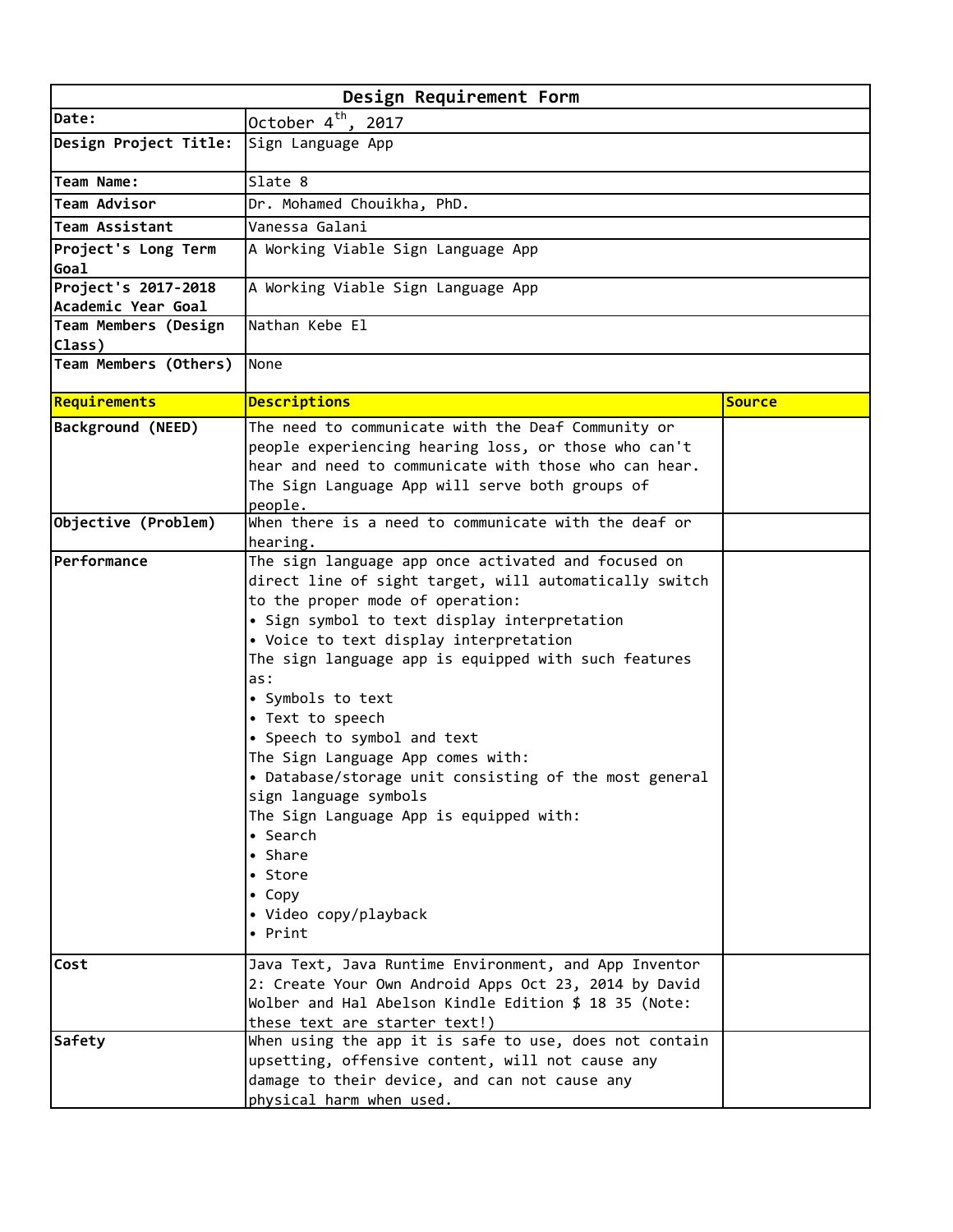# Design Requirement Form

| | |
|---|---|
| **Date:** | October 4th, 2017 |
| **Design Project Title:** | Sign Language App |
| **Team Name:** | Slate 8 |
| **Team Advisor** | Dr. Mohamed Chouikha, PhD. |
| **Team Assistant** | Vanessa Galani |
| **Project's Long Term Goal** | A Working Viable Sign Language App |
| **Project's 2017-2018 Academic Year Goal** | A Working Viable Sign Language App |
| **Team Members (Design Class)** | Nathan Kebe El |
| **Team Members (Others)** | None |

| Requirements | Descriptions | Source |
|---|---|---|
| **Background (NEED)** | The need to communicate with the Deaf Community or people experiencing hearing loss, or those who can't hear and need to communicate with those who can hear. The Sign Language App will serve both groups of people. | |
| **Objective (Problem)** | When there is a need to communicate with the deaf or hearing. | |
| **Performance** | The sign language app once activated and focused on direct line of sight target, will automatically switch to the proper mode of operation:<br>• Sign symbol to text display interpretation<br>• Voice to text display interpretation<br>The sign language app is equipped with such features as:<br>• Symbols to text<br>• Text to speech<br>• Speech to symbol and text<br>The Sign Language App comes with:<br>• Database/storage unit consisting of the most general sign language symbols<br>The Sign Language App is equipped with:<br>• Search<br>• Share<br>• Store<br>• Copy<br>• Video copy/playback<br>• Print | |
| **Cost** | Java Text, Java Runtime Environment, and App Inventor 2: Create Your Own Android Apps Oct 23, 2014 by David Wolber and Hal Abelson Kindle Edition $ 18 35 (Note: these text are starter text!) | |
| **Safety** | When using the app it is safe to use, does not contain upsetting, offensive content, will not cause any damage to their device, and can not cause any physical harm when used. | |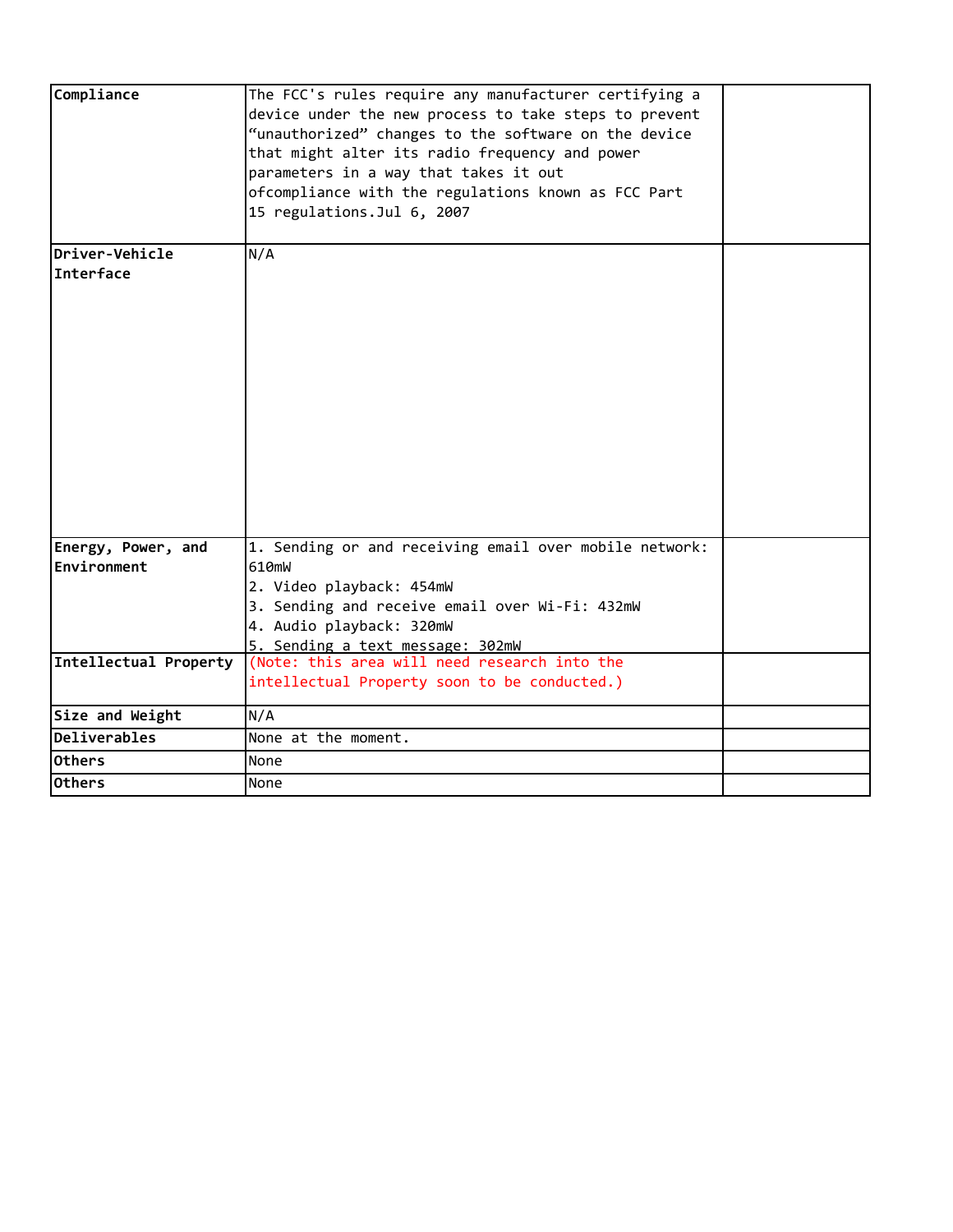| | | |
|---|---|---|
| **Compliance** | The FCC's rules require any manufacturer certifying a device under the new process to take steps to prevent “unauthorized” changes to the software on the device that might alter its radio frequency and power parameters in a way that takes it out ofcompliance with the regulations known as FCC Part 15 regulations.Jul 6, 2007 | |
| **Driver-Vehicle Interface** | N/A | |
| **Energy, Power, and Environment** | 1. Sending or and receiving email over mobile network: 610mW<br>2. Video playback: 454mW<br>3. Sending and receive email over Wi-Fi: 432mW<br>4. Audio playback: 320mW<br>5. Sending a text message: 302mW | |
| **Intellectual Property** | (Note: this area will need research into the intellectual Property soon to be conducted.) | |
| **Size and Weight** | N/A | |
| **Deliverables** | None at the moment. | |
| **Others** | None | |
| **Others** | None | |